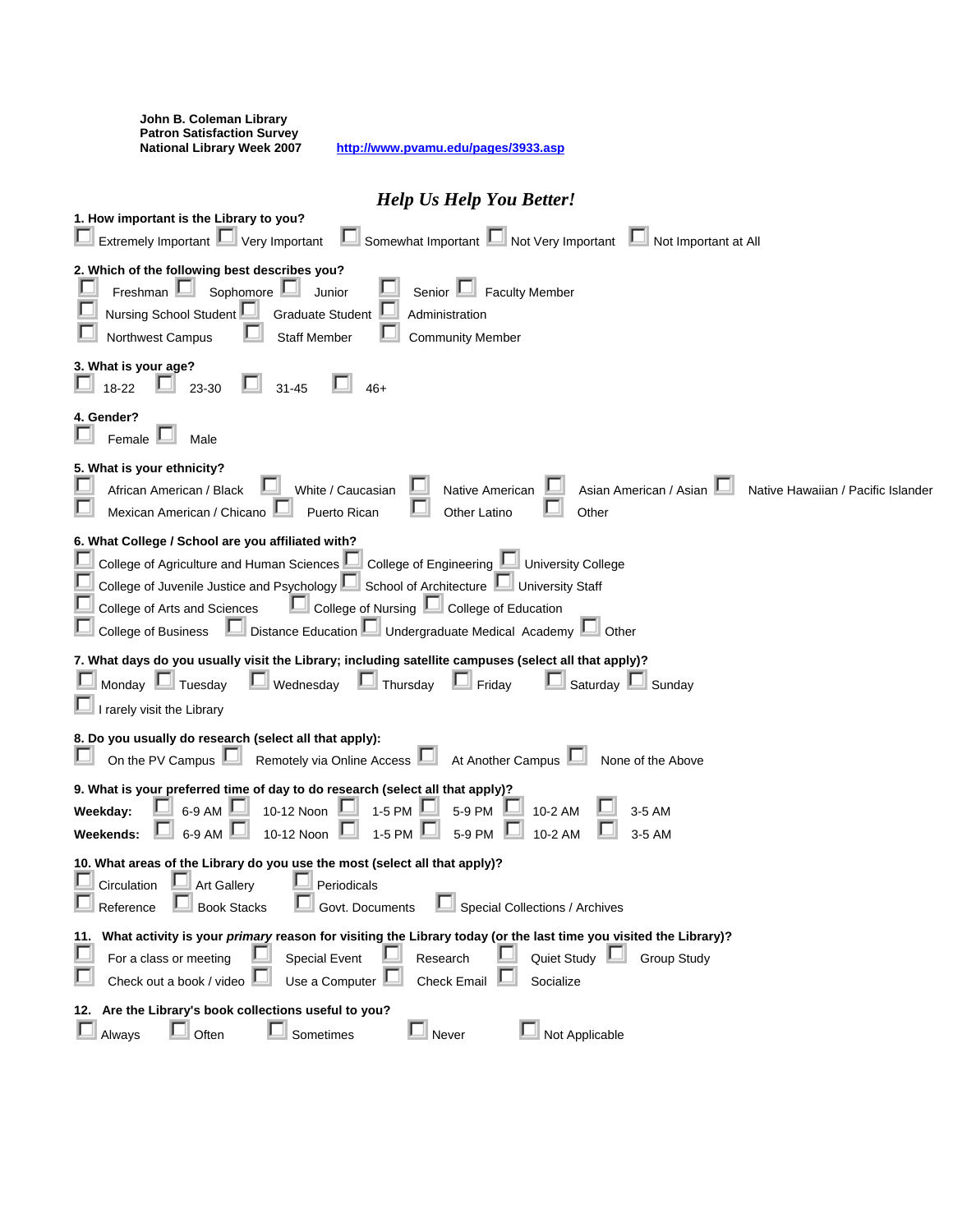**John B. Coleman Library**
**Patron Satisfaction Survey**
**National Library Week 2007** http://www.pvamu.edu/pages/3933.asp

## *Help Us Help You Better!*

**1. How important is the Library to you?**

☐ Extremely Important ☐ Very Important ☐ Somewhat Important ☐ Not Very Important ☐ Not Important at All

**2. Which of the following best describes you?**

☐ Freshman ☐ Sophomore ☐ Junior ☐ Senior ☐ Faculty Member
☐ Nursing School Student ☐ Graduate Student ☐ Administration
☐ Northwest Campus ☐ Staff Member ☐ Community Member

**3. What is your age?**

☐ 18-22 ☐ 23-30 ☐ 31-45 ☐ 46+

**4. Gender?**

☐ Female ☐ Male

**5. What is your ethnicity?**

☐ African American / Black ☐ White / Caucasian ☐ Native American ☐ Asian American / Asian ☐ Native Hawaiian / Pacific Islander
☐ Mexican American / Chicano ☐ Puerto Rican ☐ Other Latino ☐ Other

**6. What College / School are you affiliated with?**

☐ College of Agriculture and Human Sciences ☐ College of Engineering ☐ University College
☐ College of Juvenile Justice and Psychology ☐ School of Architecture ☐ University Staff
☐ College of Arts and Sciences ☐ College of Nursing ☐ College of Education
☐ College of Business ☐ Distance Education ☐ Undergraduate Medical Academy ☐ Other

**7. What days do you usually visit the Library; including satellite campuses (select all that apply)?**

☐ Monday ☐ Tuesday ☐ Wednesday ☐ Thursday ☐ Friday ☐ Saturday ☐ Sunday
☐ I rarely visit the Library

**8. Do you usually do research (select all that apply):**

☐ On the PV Campus ☐ Remotely via Online Access ☐ At Another Campus ☐ None of the Above

**9. What is your preferred time of day to do research (select all that apply)?**

**Weekday:** ☐ 6-9 AM ☐ 10-12 Noon ☐ 1-5 PM ☐ 5-9 PM ☐ 10-2 AM ☐ 3-5 AM
**Weekends:** ☐ 6-9 AM ☐ 10-12 Noon ☐ 1-5 PM ☐ 5-9 PM ☐ 10-2 AM ☐ 3-5 AM

**10. What areas of the Library do you use the most (select all that apply)?**

☐ Circulation ☐ Art Gallery ☐ Periodicals
☐ Reference ☐ Book Stacks ☐ Govt. Documents ☐ Special Collections / Archives

**11. What activity is your *primary* reason for visiting the Library today (or the last time you visited the Library)?**

☐ For a class or meeting ☐ Special Event ☐ Research ☐ Quiet Study ☐ Group Study
☐ Check out a book / video ☐ Use a Computer ☐ Check Email ☐ Socialize

**12. Are the Library's book collections useful to you?**

☐ Always ☐ Often ☐ Sometimes ☐ Never ☐ Not Applicable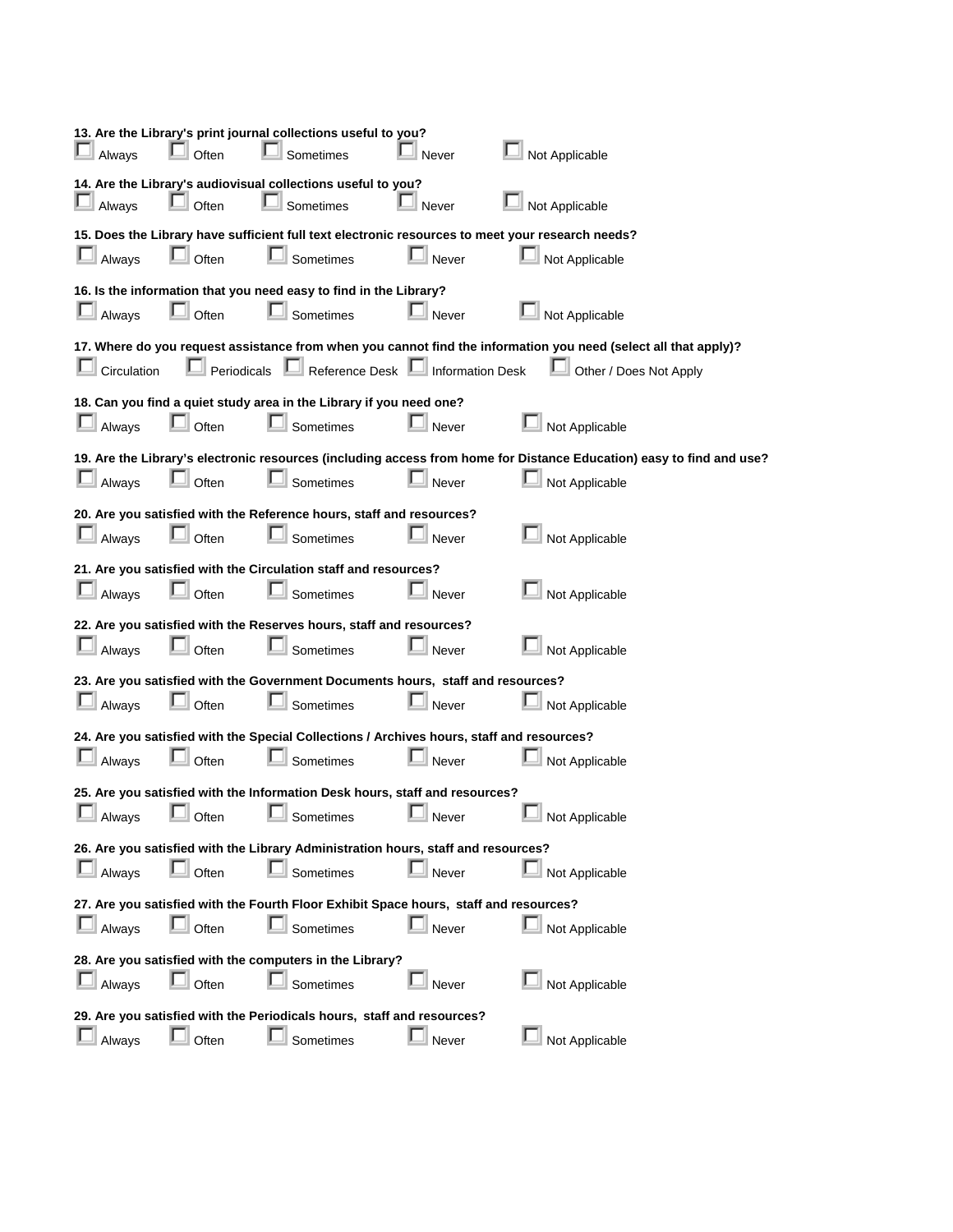**13. Are the Library's print journal collections useful to you?**

☐ Always ☐ Often ☐ Sometimes ☐ Never ☐ Not Applicable

**14. Are the Library's audiovisual collections useful to you?**

☐ Always ☐ Often ☐ Sometimes ☐ Never ☐ Not Applicable

**15. Does the Library have sufficient full text electronic resources to meet your research needs?**

☐ Always ☐ Often ☐ Sometimes ☐ Never ☐ Not Applicable

**16. Is the information that you need easy to find in the Library?**

☐ Always ☐ Often ☐ Sometimes ☐ Never ☐ Not Applicable

**17. Where do you request assistance from when you cannot find the information you need (select all that apply)?**

☐ Circulation ☐ Periodicals ☐ Reference Desk ☐ Information Desk ☐ Other / Does Not Apply

**18. Can you find a quiet study area in the Library if you need one?**

☐ Always ☐ Often ☐ Sometimes ☐ Never ☐ Not Applicable

**19. Are the Library's electronic resources (including access from home for Distance Education) easy to find and use?**

☐ Always ☐ Often ☐ Sometimes ☐ Never ☐ Not Applicable

**20. Are you satisfied with the Reference hours, staff and resources?**

☐ Always ☐ Often ☐ Sometimes ☐ Never ☐ Not Applicable

**21. Are you satisfied with the Circulation staff and resources?**

☐ Always ☐ Often ☐ Sometimes ☐ Never ☐ Not Applicable

**22. Are you satisfied with the Reserves hours, staff and resources?**

☐ Always ☐ Often ☐ Sometimes ☐ Never ☐ Not Applicable

**23. Are you satisfied with the Government Documents hours, staff and resources?**

☐ Always ☐ Often ☐ Sometimes ☐ Never ☐ Not Applicable

**24. Are you satisfied with the Special Collections / Archives hours, staff and resources?**

☐ Always ☐ Often ☐ Sometimes ☐ Never ☐ Not Applicable

**25. Are you satisfied with the Information Desk hours, staff and resources?**

☐ Always ☐ Often ☐ Sometimes ☐ Never ☐ Not Applicable

**26. Are you satisfied with the Library Administration hours, staff and resources?**

☐ Always ☐ Often ☐ Sometimes ☐ Never ☐ Not Applicable

**27. Are you satisfied with the Fourth Floor Exhibit Space hours, staff and resources?**

☐ Always ☐ Often ☐ Sometimes ☐ Never ☐ Not Applicable

**28. Are you satisfied with the computers in the Library?**

☐ Always ☐ Often ☐ Sometimes ☐ Never ☐ Not Applicable

**29. Are you satisfied with the Periodicals hours, staff and resources?**

☐ Always ☐ Often ☐ Sometimes ☐ Never ☐ Not Applicable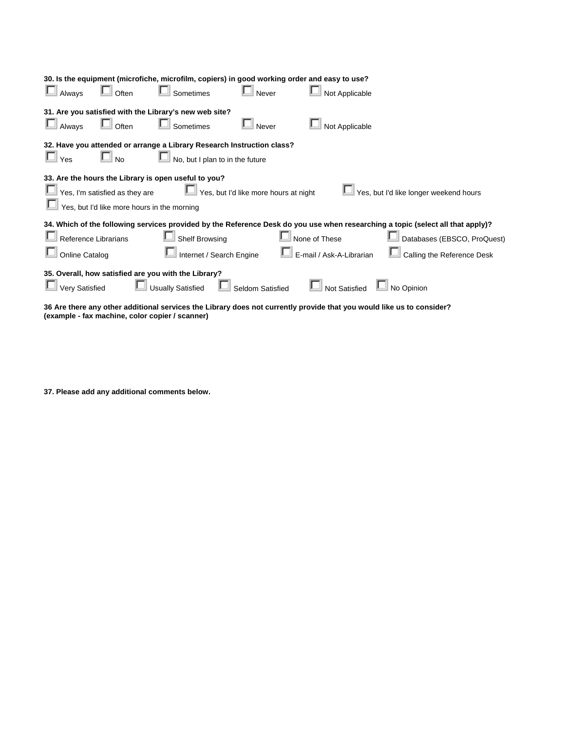**30. Is the equipment (microfiche, microfilm, copiers) in good working order and easy to use?**

- [ ] Always
- [ ] Often
- [ ] Sometimes
- [ ] Never
- [ ] Not Applicable

**31. Are you satisfied with the Library's new web site?**

- [ ] Always
- [ ] Often
- [ ] Sometimes
- [ ] Never
- [ ] Not Applicable

**32. Have you attended or arrange a Library Research Instruction class?**

- [ ] Yes
- [ ] No
- [ ] No, but I plan to in the future

**33. Are the hours the Library is open useful to you?**

- [ ] Yes, I'm satisfied as they are
- [ ] Yes, but I'd like more hours at night
- [ ] Yes, but I'd like longer weekend hours
- [ ] Yes, but I'd like more hours in the morning

**34. Which of the following services provided by the Reference Desk do you use when researching a topic (select all that apply)?**

- [ ] Reference Librarians
- [ ] Shelf Browsing
- [ ] None of These
- [ ] Databases (EBSCO, ProQuest)
- [ ] Online Catalog
- [ ] Internet / Search Engine
- [ ] E-mail / Ask-A-Librarian
- [ ] Calling the Reference Desk

**35. Overall, how satisfied are you with the Library?**

- [ ] Very Satisfied
- [ ] Usually Satisfied
- [ ] Seldom Satisfied
- [ ] Not Satisfied
- [ ] No Opinion

**36 Are there any other additional services the Library does not currently provide that you would like us to consider? (example - fax machine, color copier / scanner)**

**37. Please add any additional comments below.**